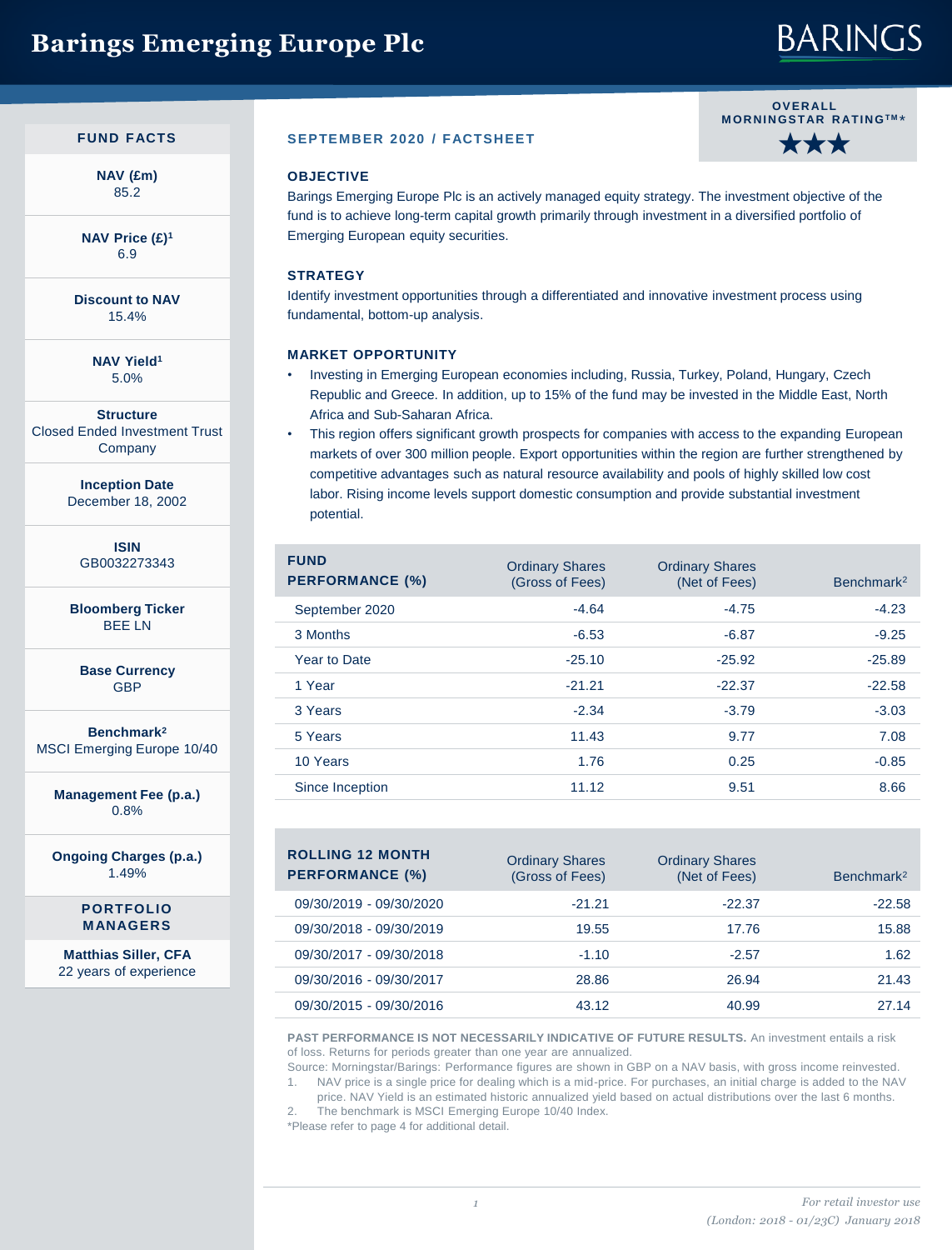# Barings Emerging Europe Plc

## FUND FACTS

**NAV (£m)**
85.2

**NAV Price (£)[1]**
6.9

**Discount to NAV**
15.4%

**NAV Yield[1]**
5.0%

**Structure**
Closed Ended Investment Trust Company

**Inception Date**
December 18, 2002

**ISIN**
GB0032273343

**Bloomberg Ticker**
BEE LN

**Base Currency**
GBP

**Benchmark[2]**
MSCI Emerging Europe 10/40

**Management Fee (p.a.)**
0.8%

**Ongoing Charges (p.a.)**
1.49%

## PORTFOLIO MANAGERS

**Matthias Siller, CFA**
22 years of experience

---

**SEPTEMBER 2020 / FACTSHEET**

**OVERALL MORNINGSTAR RATING™*** ★★★

### OBJECTIVE

Barings Emerging Europe Plc is an actively managed equity strategy. The investment objective of the fund is to achieve long-term capital growth primarily through investment in a diversified portfolio of Emerging European equity securities.

### STRATEGY

Identify investment opportunities through a differentiated and innovative investment process using fundamental, bottom-up analysis.

### MARKET OPPORTUNITY

- Investing in Emerging European economies including, Russia, Turkey, Poland, Hungary, Czech Republic and Greece. In addition, up to 15% of the fund may be invested in the Middle East, North Africa and Sub-Saharan Africa.
- This region offers significant growth prospects for companies with access to the expanding European markets of over 300 million people. Export opportunities within the region are further strengthened by competitive advantages such as natural resource availability and pools of highly skilled low cost labor. Rising income levels support domestic consumption and provide substantial investment potential.

| FUND PERFORMANCE (%) | Ordinary Shares (Gross of Fees) | Ordinary Shares (Net of Fees) | Benchmark[2] |
|---|---|---|---|
| September 2020 | -4.64 | -4.75 | -4.23 |
| 3 Months | -6.53 | -6.87 | -9.25 |
| Year to Date | -25.10 | -25.92 | -25.89 |
| 1 Year | -21.21 | -22.37 | -22.58 |
| 3 Years | -2.34 | -3.79 | -3.03 |
| 5 Years | 11.43 | 9.77 | 7.08 |
| 10 Years | 1.76 | 0.25 | -0.85 |
| Since Inception | 11.12 | 9.51 | 8.66 |

| ROLLING 12 MONTH PERFORMANCE (%) | Ordinary Shares (Gross of Fees) | Ordinary Shares (Net of Fees) | Benchmark[2] |
|---|---|---|---|
| 09/30/2019 - 09/30/2020 | -21.21 | -22.37 | -22.58 |
| 09/30/2018 - 09/30/2019 | 19.55 | 17.76 | 15.88 |
| 09/30/2017 - 09/30/2018 | -1.10 | -2.57 | 1.62 |
| 09/30/2016 - 09/30/2017 | 28.86 | 26.94 | 21.43 |
| 09/30/2015 - 09/30/2016 | 43.12 | 40.99 | 27.14 |

**PAST PERFORMANCE IS NOT NECESSARILY INDICATIVE OF FUTURE RESULTS.** An investment entails a risk of loss. Returns for periods greater than one year are annualized.

Source: Morningstar/Barings: Performance figures are shown in GBP on a NAV basis, with gross income reinvested.

1. NAV price is a single price for dealing which is a mid-price. For purchases, an initial charge is added to the NAV price. NAV Yield is an estimated historic annualized yield based on actual distributions over the last 6 months.
2. The benchmark is MSCI Emerging Europe 10/40 Index.

*Please refer to page 4 for additional detail.

*For retail investor use*

*(London: 2018 - 01/23C) January 2018*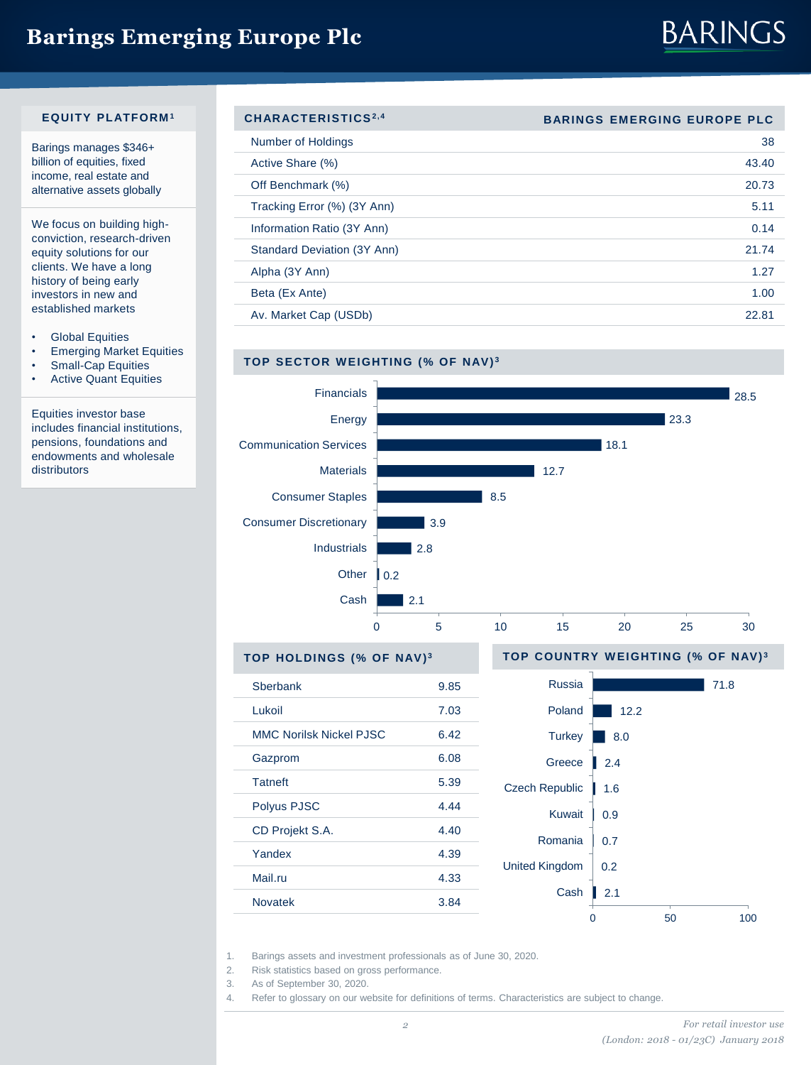# Barings Emerging Europe Plc

## EQUITY PLATFORM[1]

Barings manages $346+ billion of equities, fixed income, real estate and alternative assets globally

We focus on building high-conviction, research-driven equity solutions for our clients. We have a long history of being early investors in new and established markets

- Global Equities
- Emerging Market Equities
- Small-Cap Equities
- Active Quant Equities

Equities investor base includes financial institutions, pensions, foundations and endowments and wholesale distributors

## CHARACTERISTICS[2,4]

| CHARACTERISTICS | BARINGS EMERGING EUROPE PLC |
|---|---|
| Number of Holdings | 38 |
| Active Share (%) | 43.40 |
| Off Benchmark (%) | 20.73 |
| Tracking Error (%) (3Y Ann) | 5.11 |
| Information Ratio (3Y Ann) | 0.14 |
| Standard Deviation (3Y Ann) | 21.74 |
| Alpha (3Y Ann) | 1.27 |
| Beta (Ex Ante) | 1.00 |
| Av. Market Cap (USDb) | 22.81 |

## TOP SECTOR WEIGHTING (% OF NAV)[3]

| Sector | % of NAV |
|---|---|
| Financials | 28.5 |
| Energy | 23.3 |
| Communication Services | 18.1 |
| Materials | 12.7 |
| Consumer Staples | 8.5 |
| Consumer Discretionary | 3.9 |
| Industrials | 2.8 |
| Other | 0.2 |
| Cash | 2.1 |

## TOP HOLDINGS (% OF NAV)[3]

| Holding | % of NAV |
|---|---|
| Sberbank | 9.85 |
| Lukoil | 7.03 |
| MMC Norilsk Nickel PJSC | 6.42 |
| Gazprom | 6.08 |
| Tatneft | 5.39 |
| Polyus PJSC | 4.44 |
| CD Projekt S.A. | 4.40 |
| Yandex | 4.39 |
| Mail.ru | 4.33 |
| Novatek | 3.84 |

## TOP COUNTRY WEIGHTING (% OF NAV)[3]

| Country | % of NAV |
|---|---|
| Russia | 71.8 |
| Poland | 12.2 |
| Turkey | 8.0 |
| Greece | 2.4 |
| Czech Republic | 1.6 |
| Kuwait | 0.9 |
| Romania | 0.7 |
| United Kingdom | 0.2 |
| Cash | 2.1 |

1. Barings assets and investment professionals as of June 30, 2020.
2. Risk statistics based on gross performance.
3. As of September 30, 2020.
4. Refer to glossary on our website for definitions of terms. Characteristics are subject to change.

*For retail investor use*

*(London: 2018 - 01/23C) January 2018*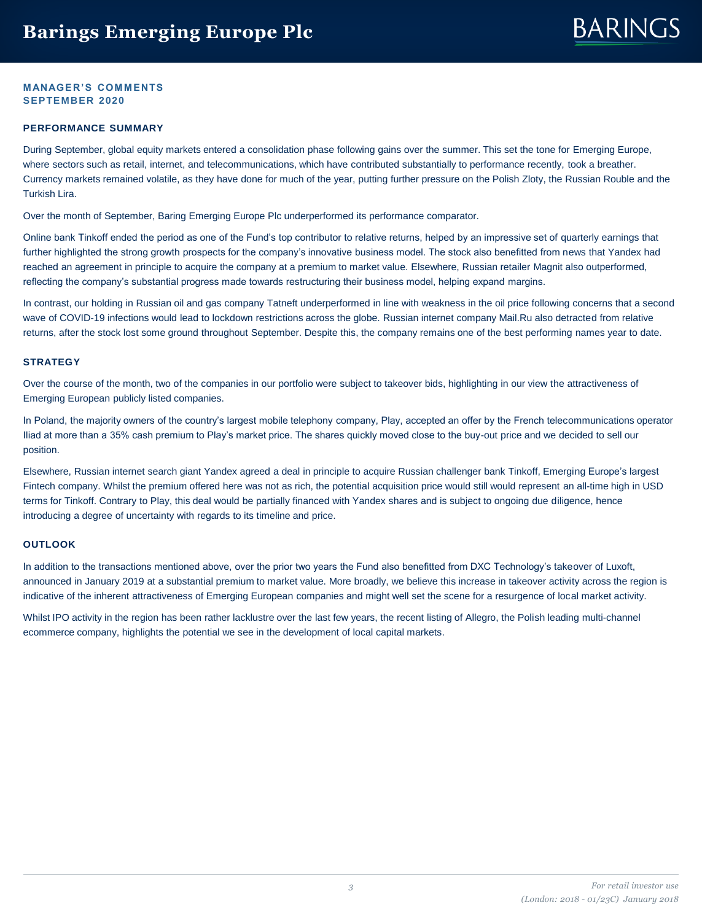# Barings Emerging Europe Plc

**MANAGER'S COMMENTS**
**SEPTEMBER 2020**

## PERFORMANCE SUMMARY

During September, global equity markets entered a consolidation phase following gains over the summer. This set the tone for Emerging Europe, where sectors such as retail, internet, and telecommunications, which have contributed substantially to performance recently, took a breather. Currency markets remained volatile, as they have done for much of the year, putting further pressure on the Polish Zloty, the Russian Rouble and the Turkish Lira.

Over the month of September, Baring Emerging Europe Plc underperformed its performance comparator.

Online bank Tinkoff ended the period as one of the Fund's top contributor to relative returns, helped by an impressive set of quarterly earnings that further highlighted the strong growth prospects for the company's innovative business model. The stock also benefitted from news that Yandex had reached an agreement in principle to acquire the company at a premium to market value. Elsewhere, Russian retailer Magnit also outperformed, reflecting the company's substantial progress made towards restructuring their business model, helping expand margins.

In contrast, our holding in Russian oil and gas company Tatneft underperformed in line with weakness in the oil price following concerns that a second wave of COVID-19 infections would lead to lockdown restrictions across the globe. Russian internet company Mail.Ru also detracted from relative returns, after the stock lost some ground throughout September. Despite this, the company remains one of the best performing names year to date.

## STRATEGY

Over the course of the month, two of the companies in our portfolio were subject to takeover bids, highlighting in our view the attractiveness of Emerging European publicly listed companies.

In Poland, the majority owners of the country's largest mobile telephony company, Play, accepted an offer by the French telecommunications operator Iliad at more than a 35% cash premium to Play's market price. The shares quickly moved close to the buy-out price and we decided to sell our position.

Elsewhere, Russian internet search giant Yandex agreed a deal in principle to acquire Russian challenger bank Tinkoff, Emerging Europe's largest Fintech company. Whilst the premium offered here was not as rich, the potential acquisition price would still would represent an all-time high in USD terms for Tinkoff. Contrary to Play, this deal would be partially financed with Yandex shares and is subject to ongoing due diligence, hence introducing a degree of uncertainty with regards to its timeline and price.

## OUTLOOK

In addition to the transactions mentioned above, over the prior two years the Fund also benefitted from DXC Technology's takeover of Luxoft, announced in January 2019 at a substantial premium to market value. More broadly, we believe this increase in takeover activity across the region is indicative of the inherent attractiveness of Emerging European companies and might well set the scene for a resurgence of local market activity.

Whilst IPO activity in the region has been rather lacklustre over the last few years, the recent listing of Allegro, the Polish leading multi-channel ecommerce company, highlights the potential we see in the development of local capital markets.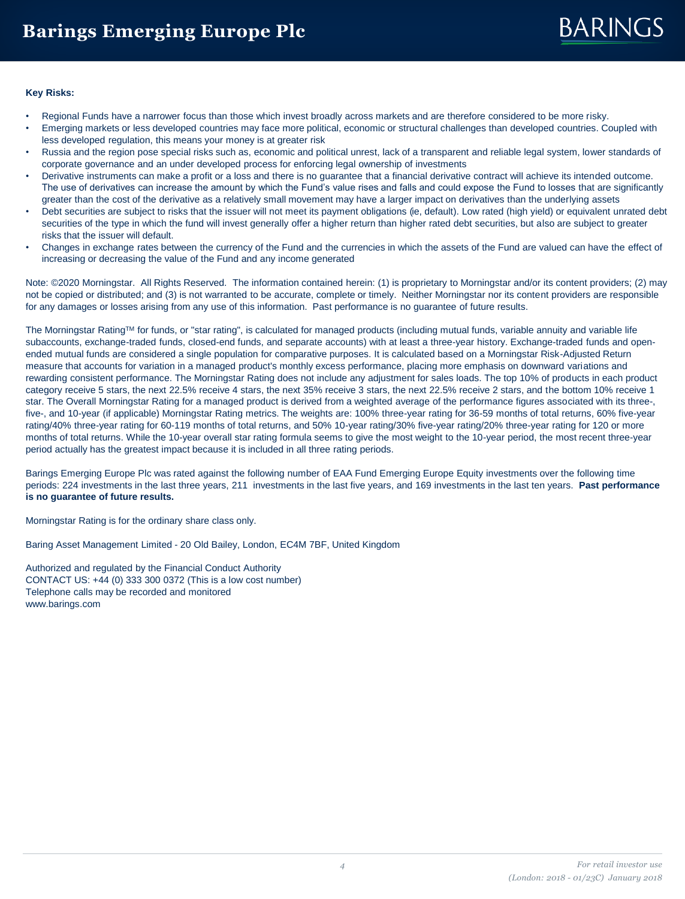**Key Risks:**

- Regional Funds have a narrower focus than those which invest broadly across markets and are therefore considered to be more risky.
- Emerging markets or less developed countries may face more political, economic or structural challenges than developed countries. Coupled with less developed regulation, this means your money is at greater risk
- Russia and the region pose special risks such as, economic and political unrest, lack of a transparent and reliable legal system, lower standards of corporate governance and an under developed process for enforcing legal ownership of investments
- Derivative instruments can make a profit or a loss and there is no guarantee that a financial derivative contract will achieve its intended outcome. The use of derivatives can increase the amount by which the Fund's value rises and falls and could expose the Fund to losses that are significantly greater than the cost of the derivative as a relatively small movement may have a larger impact on derivatives than the underlying assets
- Debt securities are subject to risks that the issuer will not meet its payment obligations (ie, default). Low rated (high yield) or equivalent unrated debt securities of the type in which the fund will invest generally offer a higher return than higher rated debt securities, but also are subject to greater risks that the issuer will default.
- Changes in exchange rates between the currency of the Fund and the currencies in which the assets of the Fund are valued can have the effect of increasing or decreasing the value of the Fund and any income generated

Note: ©2020 Morningstar. All Rights Reserved. The information contained herein: (1) is proprietary to Morningstar and/or its content providers; (2) may not be copied or distributed; and (3) is not warranted to be accurate, complete or timely. Neither Morningstar nor its content providers are responsible for any damages or losses arising from any use of this information. Past performance is no guarantee of future results.

The Morningstar Rating™ for funds, or "star rating", is calculated for managed products (including mutual funds, variable annuity and variable life subaccounts, exchange-traded funds, closed-end funds, and separate accounts) with at least a three-year history. Exchange-traded funds and open-ended mutual funds are considered a single population for comparative purposes. It is calculated based on a Morningstar Risk-Adjusted Return measure that accounts for variation in a managed product's monthly excess performance, placing more emphasis on downward variations and rewarding consistent performance. The Morningstar Rating does not include any adjustment for sales loads. The top 10% of products in each product category receive 5 stars, the next 22.5% receive 4 stars, the next 35% receive 3 stars, the next 22.5% receive 2 stars, and the bottom 10% receive 1 star. The Overall Morningstar Rating for a managed product is derived from a weighted average of the performance figures associated with its three-, five-, and 10-year (if applicable) Morningstar Rating metrics. The weights are: 100% three-year rating for 36-59 months of total returns, 60% five-year rating/40% three-year rating for 60-119 months of total returns, and 50% 10-year rating/30% five-year rating/20% three-year rating for 120 or more months of total returns. While the 10-year overall star rating formula seems to give the most weight to the 10-year period, the most recent three-year period actually has the greatest impact because it is included in all three rating periods.

Barings Emerging Europe Plc was rated against the following number of EAA Fund Emerging Europe Equity investments over the following time periods: 224 investments in the last three years, 211 investments in the last five years, and 169 investments in the last ten years. **Past performance is no guarantee of future results.**

Morningstar Rating is for the ordinary share class only.

Baring Asset Management Limited - 20 Old Bailey, London, EC4M 7BF, United Kingdom

Authorized and regulated by the Financial Conduct Authority
CONTACT US: +44 (0) 333 300 0372 (This is a low cost number)
Telephone calls may be recorded and monitored
www.barings.com

*For retail investor use*

*(London: 2018 - 01/23C) January 2018*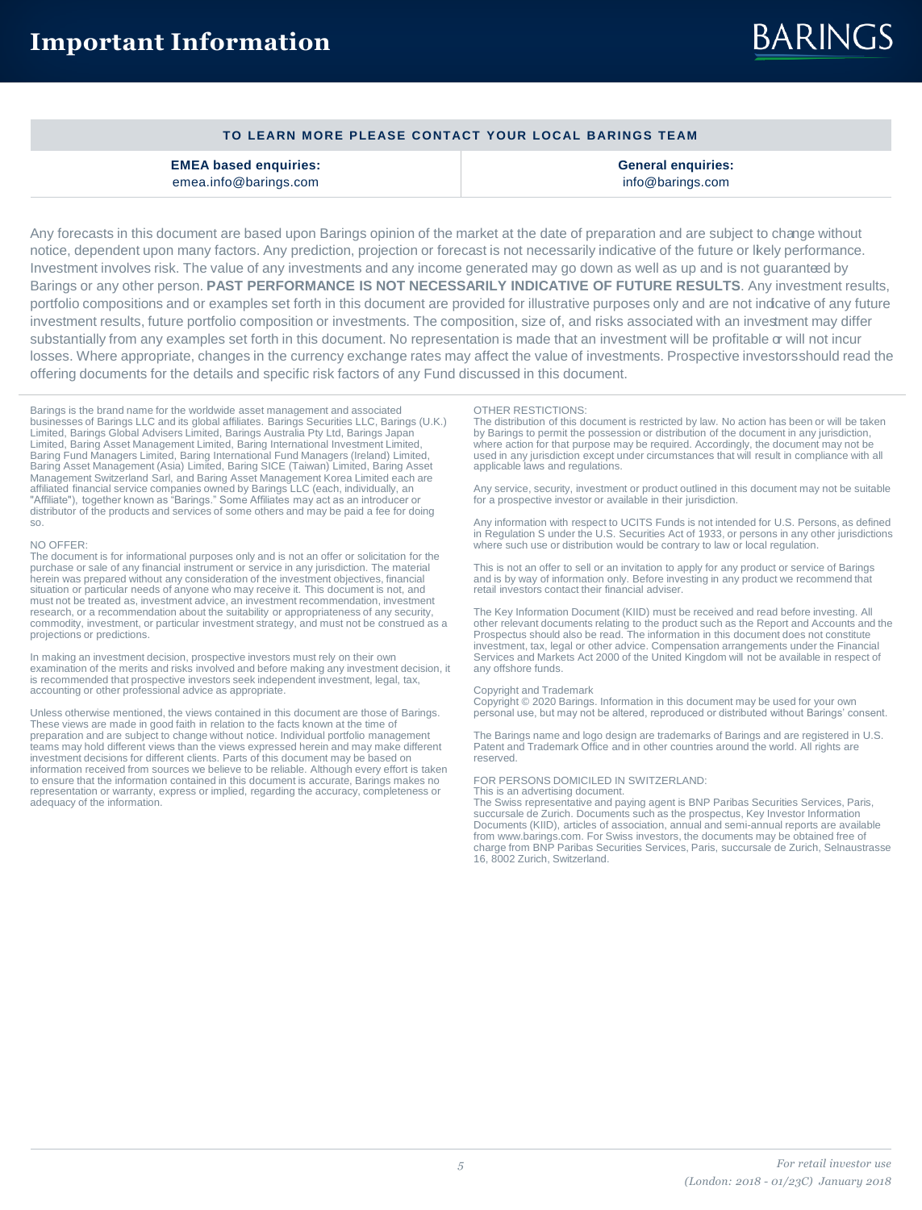# Important Information

**TO LEARN MORE PLEASE CONTACT YOUR LOCAL BARINGS TEAM**

| EMEA based enquiries: | General enquiries: |
|---|---|
| emea.info@barings.com | info@barings.com |

Any forecasts in this document are based upon Barings opinion of the market at the date of preparation and are subject to change without notice, dependent upon many factors. Any prediction, projection or forecast is not necessarily indicative of the future or likely performance. Investment involves risk. The value of any investments and any income generated may go down as well as up and is not guaranteed by Barings or any other person. **PAST PERFORMANCE IS NOT NECESSARILY INDICATIVE OF FUTURE RESULTS**. Any investment results, portfolio compositions and or examples set forth in this document are provided for illustrative purposes only and are not indicative of any future investment results, future portfolio composition or investments. The composition, size of, and risks associated with an investment may differ substantially from any examples set forth in this document. No representation is made that an investment will be profitable or will not incur losses. Where appropriate, changes in the currency exchange rates may affect the value of investments. Prospective investors should read the offering documents for the details and specific risk factors of any Fund discussed in this document.

Barings is the brand name for the worldwide asset management and associated businesses of Barings LLC and its global affiliates. Barings Securities LLC, Barings (U.K.) Limited, Barings Global Advisers Limited, Barings Australia Pty Ltd, Barings Japan Limited, Baring Asset Management Limited, Baring International Investment Limited, Baring Fund Managers Limited, Baring International Fund Managers (Ireland) Limited, Baring Asset Management (Asia) Limited, Baring SICE (Taiwan) Limited, Baring Asset Management Switzerland Sarl, and Baring Asset Management Korea Limited each are affiliated financial service companies owned by Barings LLC (each, individually, an "Affiliate"), together known as "Barings." Some Affiliates may act as an introducer or distributor of the products and services of some others and may be paid a fee for doing so.

NO OFFER:
The document is for informational purposes only and is not an offer or solicitation for the purchase or sale of any financial instrument or service in any jurisdiction. The material herein was prepared without any consideration of the investment objectives, financial situation or particular needs of anyone who may receive it. This document is not, and must not be treated as, investment advice, an investment recommendation, investment research, or a recommendation about the suitability or appropriateness of any security, commodity, investment, or particular investment strategy, and must not be construed as a projections or predictions.

In making an investment decision, prospective investors must rely on their own examination of the merits and risks involved and before making any investment decision, it is recommended that prospective investors seek independent investment, legal, tax, accounting or other professional advice as appropriate.

Unless otherwise mentioned, the views contained in this document are those of Barings. These views are made in good faith in relation to the facts known at the time of preparation and are subject to change without notice. Individual portfolio management teams may hold different views than the views expressed herein and may make different investment decisions for different clients. Parts of this document may be based on information received from sources we believe to be reliable. Although every effort is taken to ensure that the information contained in this document is accurate, Barings makes no representation or warranty, express or implied, regarding the accuracy, completeness or adequacy of the information.

OTHER RESTRICTIONS:
The distribution of this document is restricted by law. No action has been or will be taken by Barings to permit the possession or distribution of the document in any jurisdiction, where action for that purpose may be required. Accordingly, the document may not be used in any jurisdiction except under circumstances that will result in compliance with all applicable laws and regulations.

Any service, security, investment or product outlined in this document may not be suitable for a prospective investor or available in their jurisdiction.

Any information with respect to UCITS Funds is not intended for U.S. Persons, as defined in Regulation S under the U.S. Securities Act of 1933, or persons in any other jurisdictions where such use or distribution would be contrary to law or local regulation.

This is not an offer to sell or an invitation to apply for any product or service of Barings and is by way of information only. Before investing in any product we recommend that retail investors contact their financial adviser.

The Key Information Document (KIID) must be received and read before investing. All other relevant documents relating to the product such as the Report and Accounts and the Prospectus should also be read. The information in this document does not constitute investment, tax, legal or other advice. Compensation arrangements under the Financial Services and Markets Act 2000 of the United Kingdom will not be available in respect of any offshore funds.

Copyright and Trademark
Copyright © 2020 Barings. Information in this document may be used for your own personal use, but may not be altered, reproduced or distributed without Barings' consent.

The Barings name and logo design are trademarks of Barings and are registered in U.S. Patent and Trademark Office and in other countries around the world. All rights are reserved.

FOR PERSONS DOMICILED IN SWITZERLAND:
This is an advertising document.
The Swiss representative and paying agent is BNP Paribas Securities Services, Paris, succursale de Zurich. Documents such as the prospectus, Key Investor Information Documents (KIID), articles of association, annual and semi-annual reports are available from www.barings.com. For Swiss investors, the documents may be obtained free of charge from BNP Paribas Securities Services, Paris, succursale de Zurich, Selnaustrasse 16, 8002 Zurich, Switzerland.

*For retail investor use*

*(London: 2018 - 01/23C) January 2018*